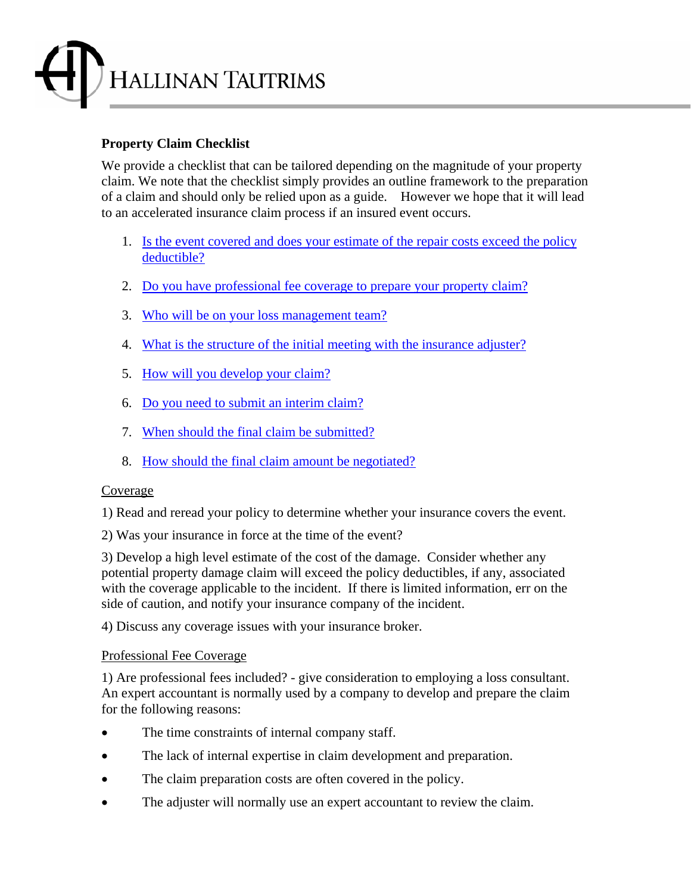HALLINAN TAUTRIMS

**Property Claim Checklist**

We provide a checklist that can be tailored depending on the magnitude of your property claim. We note that the checklist simply provides an outline framework to the preparation of a claim and should only be relied upon as a guide. However we hope that it will lead to an accelerated insurance claim process if an insured event occurs.

1. Is the event covered and does your estimate of the repair costs exceed the policy deductible?
2. Do you have professional fee coverage to prepare your property claim?
3. Who will be on your loss management team?
4. What is the structure of the initial meeting with the insurance adjuster?
5. How will you develop your claim?
6. Do you need to submit an interim claim?
7. When should the final claim be submitted?
8. How should the final claim amount be negotiated?

Coverage

1) Read and reread your policy to determine whether your insurance covers the event.

2) Was your insurance in force at the time of the event?

3) Develop a high level estimate of the cost of the damage. Consider whether any potential property damage claim will exceed the policy deductibles, if any, associated with the coverage applicable to the incident. If there is limited information, err on the side of caution, and notify your insurance company of the incident.

4) Discuss any coverage issues with your insurance broker.

Professional Fee Coverage

1) Are professional fees included? - give consideration to employing a loss consultant. An expert accountant is normally used by a company to develop and prepare the claim for the following reasons:

- The time constraints of internal company staff.
- The lack of internal expertise in claim development and preparation.
- The claim preparation costs are often covered in the policy.
- The adjuster will normally use an expert accountant to review the claim.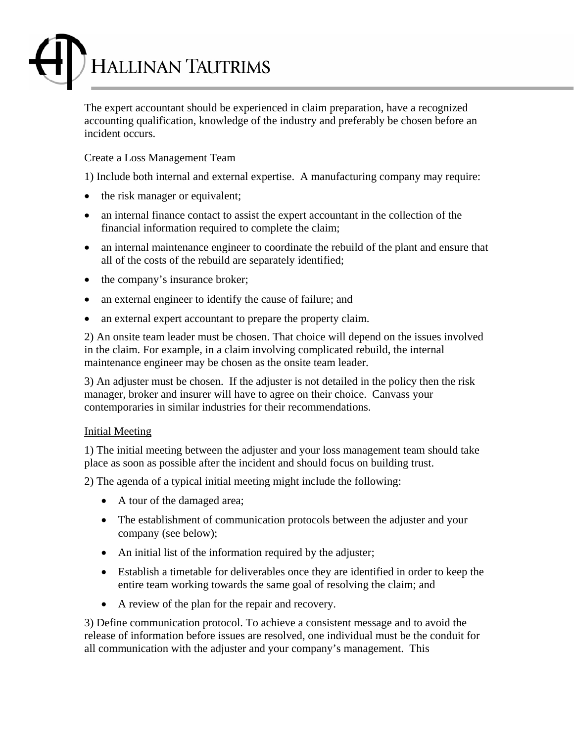The expert accountant should be experienced in claim preparation, have a recognized accounting qualification, knowledge of the industry and preferably be chosen before an incident occurs.

Create a Loss Management Team

1) Include both internal and external expertise. A manufacturing company may require:

- the risk manager or equivalent;
- an internal finance contact to assist the expert accountant in the collection of the financial information required to complete the claim;
- an internal maintenance engineer to coordinate the rebuild of the plant and ensure that all of the costs of the rebuild are separately identified;
- the company's insurance broker;
- an external engineer to identify the cause of failure; and
- an external expert accountant to prepare the property claim.

2) An onsite team leader must be chosen. That choice will depend on the issues involved in the claim. For example, in a claim involving complicated rebuild, the internal maintenance engineer may be chosen as the onsite team leader.

3) An adjuster must be chosen. If the adjuster is not detailed in the policy then the risk manager, broker and insurer will have to agree on their choice. Canvass your contemporaries in similar industries for their recommendations.

Initial Meeting

1) The initial meeting between the adjuster and your loss management team should take place as soon as possible after the incident and should focus on building trust.

2) The agenda of a typical initial meeting might include the following:

- A tour of the damaged area;
- The establishment of communication protocols between the adjuster and your company (see below);
- An initial list of the information required by the adjuster;
- Establish a timetable for deliverables once they are identified in order to keep the entire team working towards the same goal of resolving the claim; and
- A review of the plan for the repair and recovery.

3) Define communication protocol. To achieve a consistent message and to avoid the release of information before issues are resolved, one individual must be the conduit for all communication with the adjuster and your company's management. This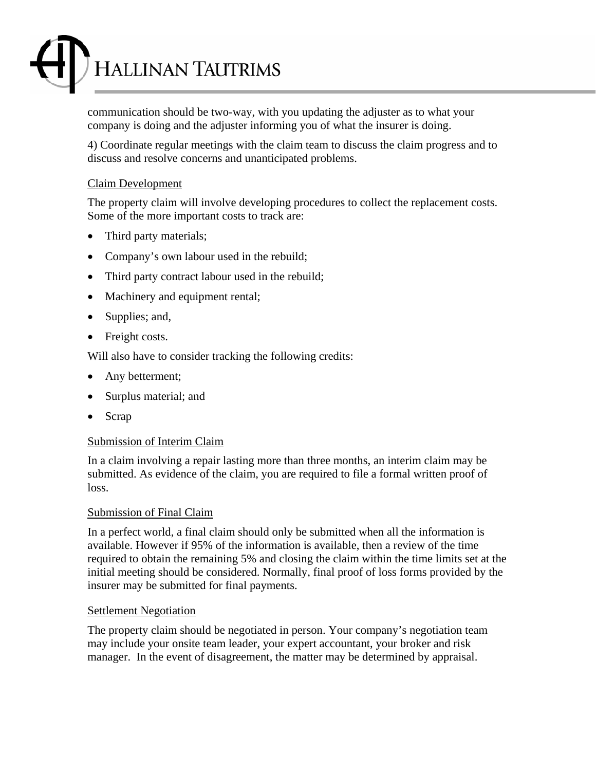communication should be two-way, with you updating the adjuster as to what your company is doing and the adjuster informing you of what the insurer is doing.

4) Coordinate regular meetings with the claim team to discuss the claim progress and to discuss and resolve concerns and unanticipated problems.

<u>Claim Development</u>

The property claim will involve developing procedures to collect the replacement costs. Some of the more important costs to track are:

- Third party materials;
- Company's own labour used in the rebuild;
- Third party contract labour used in the rebuild;
- Machinery and equipment rental;
- Supplies; and,
- Freight costs.

Will also have to consider tracking the following credits:

- Any betterment;
- Surplus material; and
- Scrap

<u>Submission of Interim Claim</u>

In a claim involving a repair lasting more than three months, an interim claim may be submitted. As evidence of the claim, you are required to file a formal written proof of loss.

<u>Submission of Final Claim</u>

In a perfect world, a final claim should only be submitted when all the information is available. However if 95% of the information is available, then a review of the time required to obtain the remaining 5% and closing the claim within the time limits set at the initial meeting should be considered. Normally, final proof of loss forms provided by the insurer may be submitted for final payments.

<u>Settlement Negotiation</u>

The property claim should be negotiated in person. Your company's negotiation team may include your onsite team leader, your expert accountant, your broker and risk manager. In the event of disagreement, the matter may be determined by appraisal.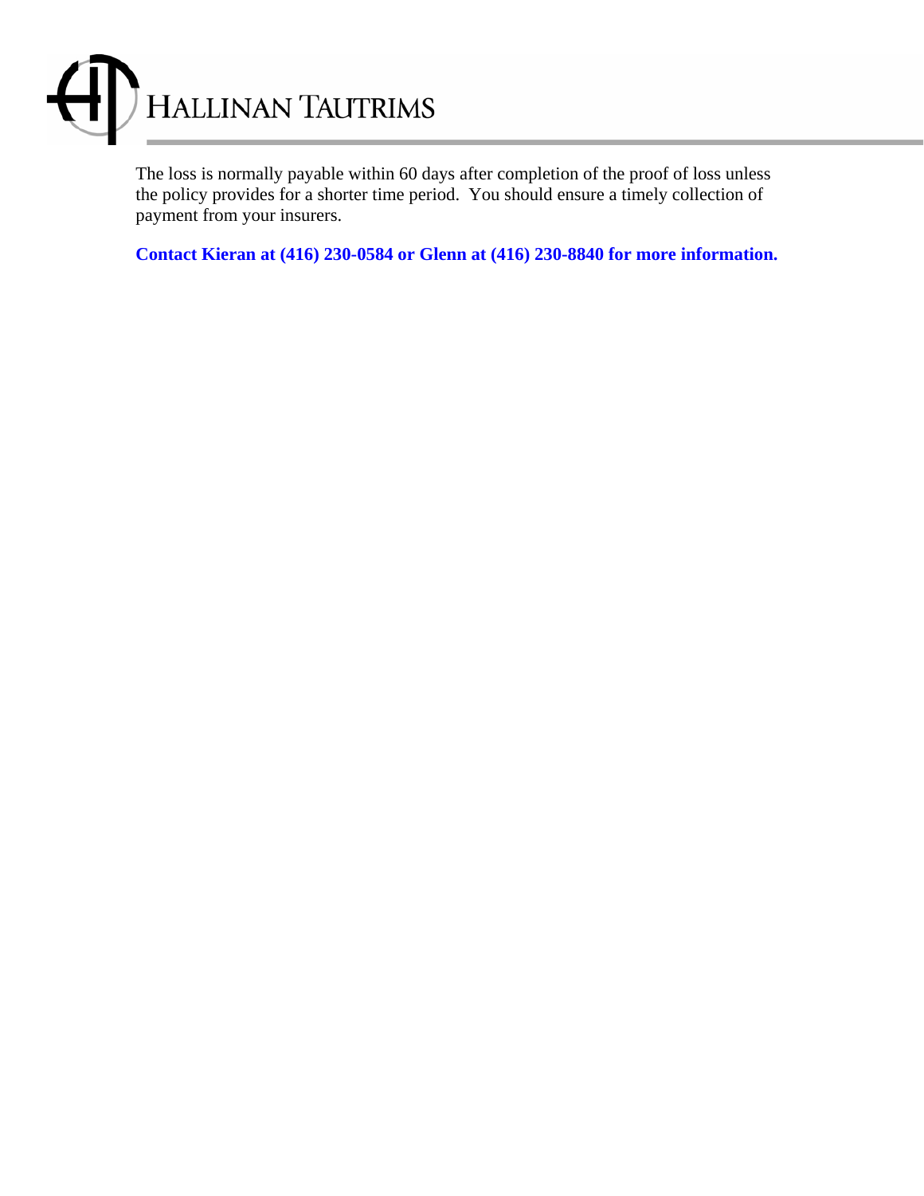The loss is normally payable within 60 days after completion of the proof of loss unless the policy provides for a shorter time period. You should ensure a timely collection of payment from your insurers.

**Contact Kieran at (416) 230-0584 or Glenn at (416) 230-8840 for more information.**